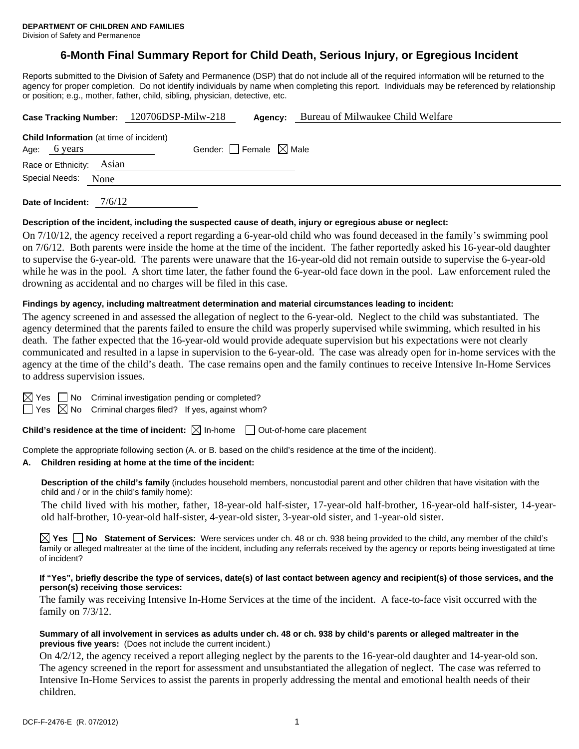**DEPARTMENT OF CHILDREN AND FAMILIES**
Division of Safety and Permanence

# 6-Month Final Summary Report for Child Death, Serious Injury, or Egregious Incident

Reports submitted to the Division of Safety and Permanence (DSP) that do not include all of the required information will be returned to the agency for proper completion. Do not identify individuals by name when completing this report. Individuals may be referenced by relationship or position; e.g., mother, father, child, sibling, physician, detective, etc.

**Case Tracking Number:** 120706DSP-Milw-218 **Agency:** Bureau of Milwaukee Child Welfare

**Child Information** (at time of incident)

Age: 6 years Gender: ☐ Female ☒ Male

Race or Ethnicity: Asian

Special Needs: None

**Date of Incident:** 7/6/12

**Description of the incident, including the suspected cause of death, injury or egregious abuse or neglect:**

On 7/10/12, the agency received a report regarding a 6-year-old child who was found deceased in the family's swimming pool on 7/6/12. Both parents were inside the home at the time of the incident. The father reportedly asked his 16-year-old daughter to supervise the 6-year-old. The parents were unaware that the 16-year-old did not remain outside to supervise the 6-year-old while he was in the pool. A short time later, the father found the 6-year-old face down in the pool. Law enforcement ruled the drowning as accidental and no charges will be filed in this case.

**Findings by agency, including maltreatment determination and material circumstances leading to incident:**

The agency screened in and assessed the allegation of neglect to the 6-year-old. Neglect to the child was substantiated. The agency determined that the parents failed to ensure the child was properly supervised while swimming, which resulted in his death. The father expected that the 16-year-old would provide adequate supervision but his expectations were not clearly communicated and resulted in a lapse in supervision to the 6-year-old. The case was already open for in-home services with the agency at the time of the child's death. The case remains open and the family continues to receive Intensive In-Home Services to address supervision issues.

☒ Yes ☐ No Criminal investigation pending or completed?

☐ Yes ☒ No Criminal charges filed? If yes, against whom?

**Child's residence at the time of incident:** ☒ In-home ☐ Out-of-home care placement

Complete the appropriate following section (A. or B. based on the child's residence at the time of the incident).

**A. Children residing at home at the time of the incident:**

**Description of the child's family** (includes household members, noncustodial parent and other children that have visitation with the child and / or in the child's family home):

The child lived with his mother, father, 18-year-old half-sister, 17-year-old half-brother, 16-year-old half-sister, 14-year-old half-brother, 10-year-old half-sister, 4-year-old sister, 3-year-old sister, and 1-year-old sister.

☒ **Yes** ☐ **No Statement of Services:** Were services under ch. 48 or ch. 938 being provided to the child, any member of the child's family or alleged maltreater at the time of the incident, including any referrals received by the agency or reports being investigated at time of incident?

**If "Yes", briefly describe the type of services, date(s) of last contact between agency and recipient(s) of those services, and the person(s) receiving those services:**

The family was receiving Intensive In-Home Services at the time of the incident. A face-to-face visit occurred with the family on 7/3/12.

**Summary of all involvement in services as adults under ch. 48 or ch. 938 by child's parents or alleged maltreater in the previous five years:** (Does not include the current incident.)

On 4/2/12, the agency received a report alleging neglect by the parents to the 16-year-old daughter and 14-year-old son. The agency screened in the report for assessment and unsubstantiated the allegation of neglect. The case was referred to Intensive In-Home Services to assist the parents in properly addressing the mental and emotional health needs of their children.

DCF-F-2476-E (R. 07/2012)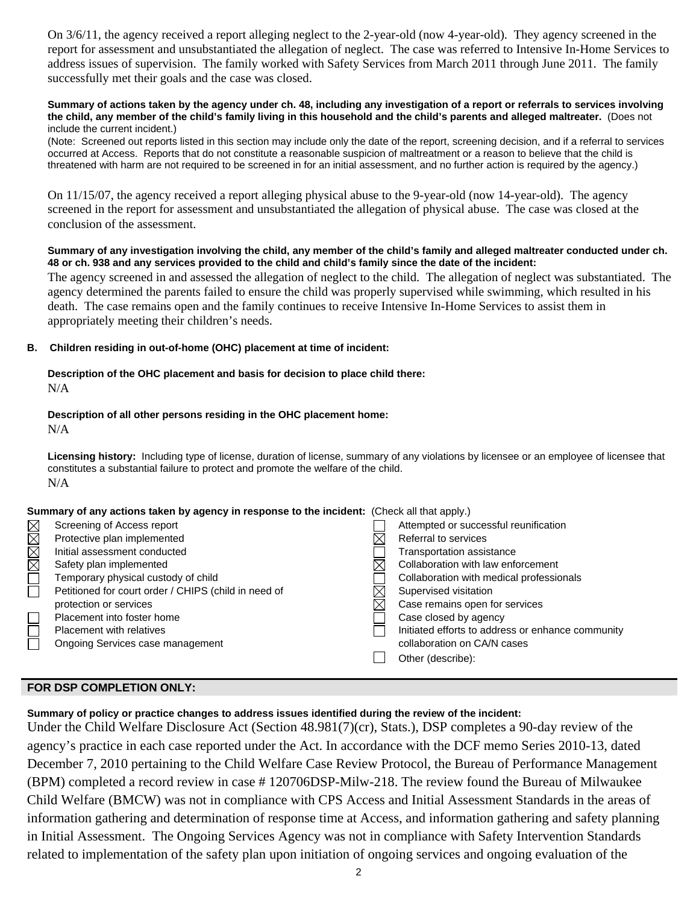On 3/6/11, the agency received a report alleging neglect to the 2-year-old (now 4-year-old). They agency screened in the report for assessment and unsubstantiated the allegation of neglect. The case was referred to Intensive In-Home Services to address issues of supervision. The family worked with Safety Services from March 2011 through June 2011. The family successfully met their goals and the case was closed.

**Summary of actions taken by the agency under ch. 48, including any investigation of a report or referrals to services involving the child, any member of the child's family living in this household and the child's parents and alleged maltreater.** (Does not include the current incident.)
(Note: Screened out reports listed in this section may include only the date of the report, screening decision, and if a referral to services occurred at Access. Reports that do not constitute a reasonable suspicion of maltreatment or a reason to believe that the child is threatened with harm are not required to be screened in for an initial assessment, and no further action is required by the agency.)

On 11/15/07, the agency received a report alleging physical abuse to the 9-year-old (now 14-year-old). The agency screened in the report for assessment and unsubstantiated the allegation of physical abuse. The case was closed at the conclusion of the assessment.

**Summary of any investigation involving the child, any member of the child's family and alleged maltreater conducted under ch. 48 or ch. 938 and any services provided to the child and child's family since the date of the incident:**

The agency screened in and assessed the allegation of neglect to the child. The allegation of neglect was substantiated. The agency determined the parents failed to ensure the child was properly supervised while swimming, which resulted in his death. The case remains open and the family continues to receive Intensive In-Home Services to assist them in appropriately meeting their children's needs.

**B. Children residing in out-of-home (OHC) placement at time of incident:**

**Description of the OHC placement and basis for decision to place child there:**
N/A

**Description of all other persons residing in the OHC placement home:**
N/A

**Licensing history:** Including type of license, duration of license, summary of any violations by licensee or an employee of licensee that constitutes a substantial failure to protect and promote the welfare of the child.
N/A

**Summary of any actions taken by agency in response to the incident:** (Check all that apply.)

- [x] Screening of Access report
- [x] Protective plan implemented
- [x] Initial assessment conducted
- [x] Safety plan implemented
- [ ] Temporary physical custody of child
- [ ] Petitioned for court order / CHIPS (child in need of protection or services
- [ ] Placement into foster home
- [ ] Placement with relatives
- [ ] Ongoing Services case management
- [ ] Attempted or successful reunification
- [x] Referral to services
- [ ] Transportation assistance
- [x] Collaboration with law enforcement
- [ ] Collaboration with medical professionals
- [x] Supervised visitation
- [x] Case remains open for services
- [ ] Case closed by agency
- [ ] Initiated efforts to address or enhance community collaboration on CA/N cases
- [ ] Other (describe):

## FOR DSP COMPLETION ONLY:

**Summary of policy or practice changes to address issues identified during the review of the incident:**

Under the Child Welfare Disclosure Act (Section 48.981(7)(cr), Stats.), DSP completes a 90-day review of the agency's practice in each case reported under the Act. In accordance with the DCF memo Series 2010-13, dated December 7, 2010 pertaining to the Child Welfare Case Review Protocol, the Bureau of Performance Management (BPM) completed a record review in case # 120706DSP-Milw-218. The review found the Bureau of Milwaukee Child Welfare (BMCW) was not in compliance with CPS Access and Initial Assessment Standards in the areas of information gathering and determination of response time at Access, and information gathering and safety planning in Initial Assessment. The Ongoing Services Agency was not in compliance with Safety Intervention Standards related to implementation of the safety plan upon initiation of ongoing services and ongoing evaluation of the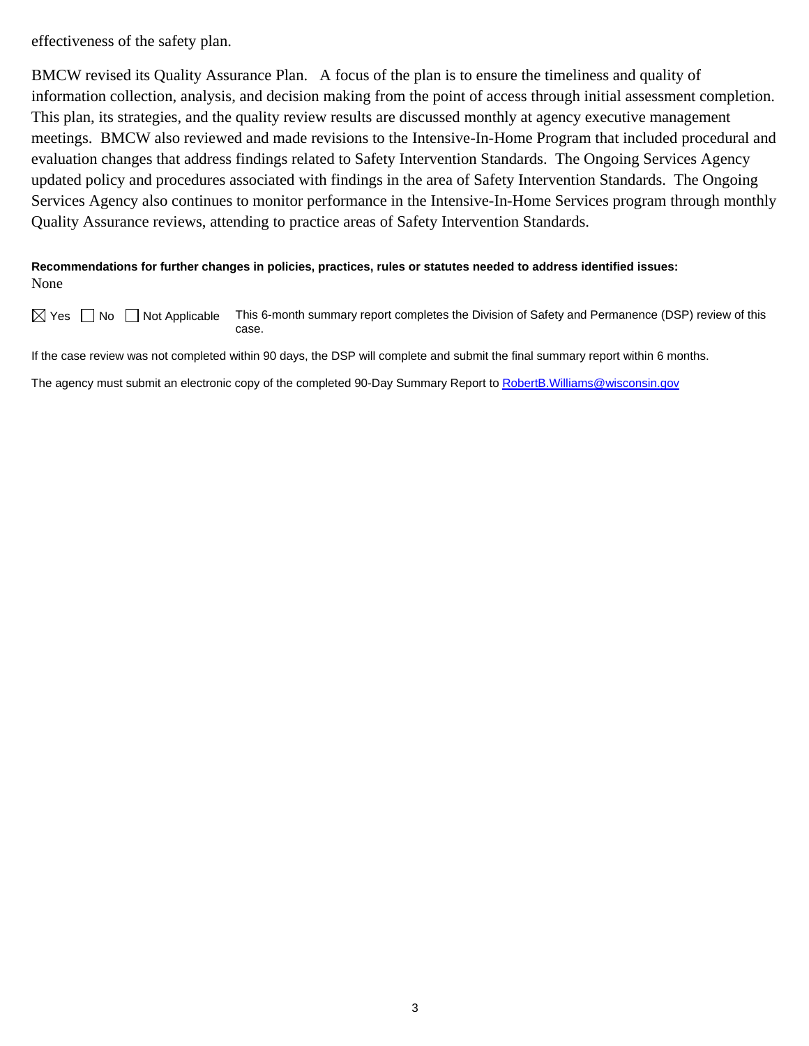effectiveness of the safety plan.

BMCW revised its Quality Assurance Plan. A focus of the plan is to ensure the timeliness and quality of information collection, analysis, and decision making from the point of access through initial assessment completion. This plan, its strategies, and the quality review results are discussed monthly at agency executive management meetings. BMCW also reviewed and made revisions to the Intensive-In-Home Program that included procedural and evaluation changes that address findings related to Safety Intervention Standards. The Ongoing Services Agency updated policy and procedures associated with findings in the area of Safety Intervention Standards. The Ongoing Services Agency also continues to monitor performance in the Intensive-In-Home Services program through monthly Quality Assurance reviews, attending to practice areas of Safety Intervention Standards.

**Recommendations for further changes in policies, practices, rules or statutes needed to address identified issues:**
None

☒ Yes ☐ No ☐ Not Applicable This 6-month summary report completes the Division of Safety and Permanence (DSP) review of this case.

If the case review was not completed within 90 days, the DSP will complete and submit the final summary report within 6 months.

The agency must submit an electronic copy of the completed 90-Day Summary Report to RobertB.Williams@wisconsin.gov